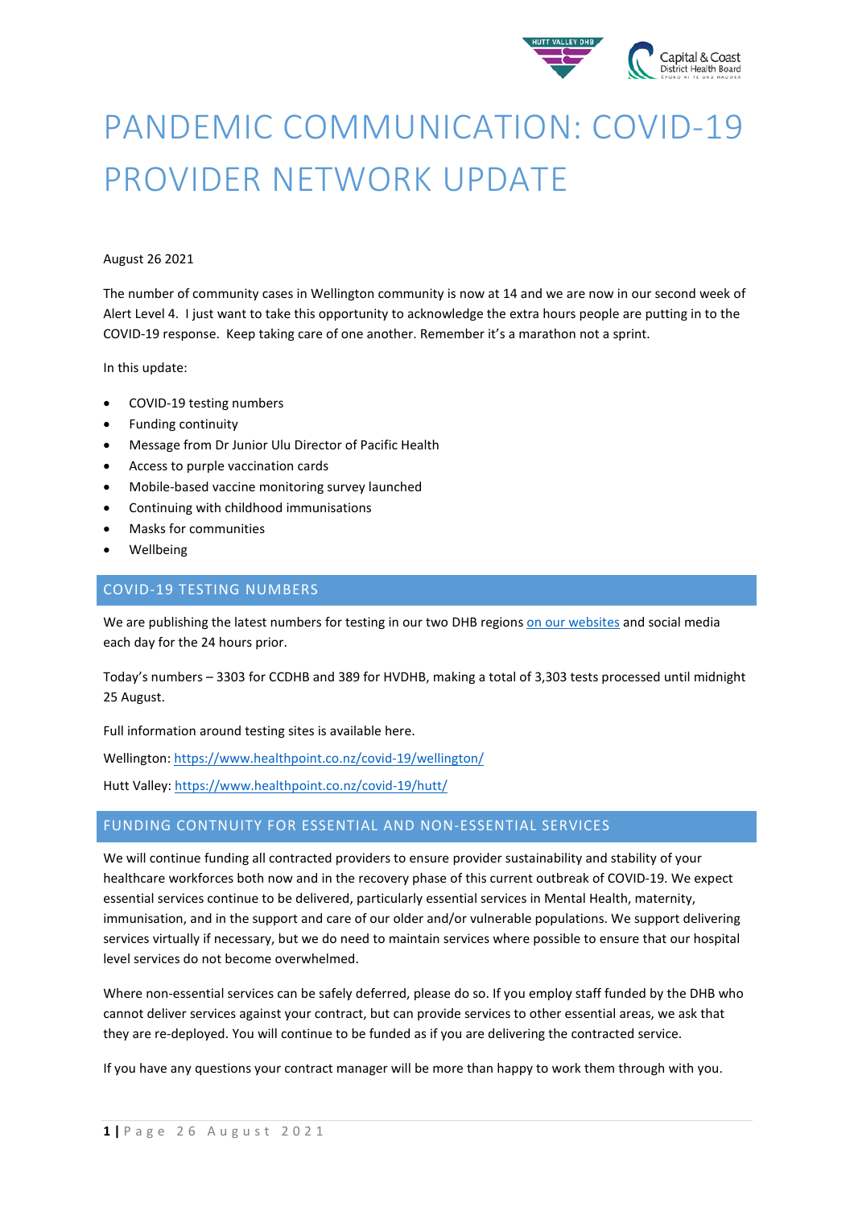# PANDEMIC COMMUNICATION: COVID-19 PROVIDER NETWORK UPDATE

August 26 2021

The number of community cases in Wellington community is now at 14 and we are now in our second week of Alert Level 4. I just want to take this opportunity to acknowledge the extra hours people are putting in to the COVID-19 response. Keep taking care of one another. Remember it's a marathon not a sprint.

In this update:

- COVID-19 testing numbers
- Funding continuity
- Message from Dr Junior Ulu Director of Pacific Health
- Access to purple vaccination cards
- Mobile-based vaccine monitoring survey launched
- Continuing with childhood immunisations
- Masks for communities
- Wellbeing

## COVID-19 TESTING NUMBERS

We are publishing the latest numbers for testing in our two DHB regions on our websites and social media each day for the 24 hours prior.

Today's numbers – 3303 for CCDHB and 389 for HVDHB, making a total of 3,303 tests processed until midnight 25 August.

Full information around testing sites is available here.

Wellington: https://www.healthpoint.co.nz/covid-19/wellington/

Hutt Valley: https://www.healthpoint.co.nz/covid-19/hutt/

## FUNDING CONTNUITY FOR ESSENTIAL AND NON-ESSENTIAL SERVICES

We will continue funding all contracted providers to ensure provider sustainability and stability of your healthcare workforces both now and in the recovery phase of this current outbreak of COVID-19. We expect essential services continue to be delivered, particularly essential services in Mental Health, maternity, immunisation, and in the support and care of our older and/or vulnerable populations. We support delivering services virtually if necessary, but we do need to maintain services where possible to ensure that our hospital level services do not become overwhelmed.

Where non-essential services can be safely deferred, please do so. If you employ staff funded by the DHB who cannot deliver services against your contract, but can provide services to other essential areas, we ask that they are re-deployed. You will continue to be funded as if you are delivering the contracted service.

If you have any questions your contract manager will be more than happy to work them through with you.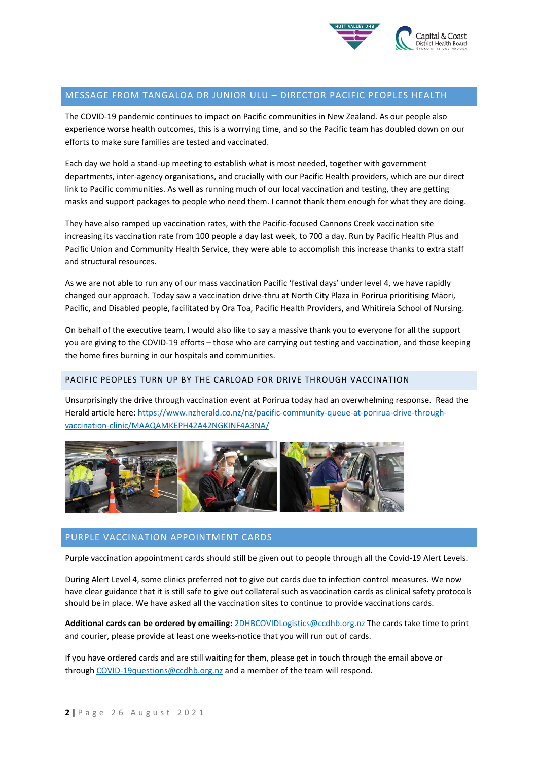## MESSAGE FROM TANGALOA DR JUNIOR ULU – DIRECTOR PACIFIC PEOPLES HEALTH

The COVID-19 pandemic continues to impact on Pacific communities in New Zealand. As our people also experience worse health outcomes, this is a worrying time, and so the Pacific team has doubled down on our efforts to make sure families are tested and vaccinated.

Each day we hold a stand-up meeting to establish what is most needed, together with government departments, inter-agency organisations, and crucially with our Pacific Health providers, which are our direct link to Pacific communities. As well as running much of our local vaccination and testing, they are getting masks and support packages to people who need them. I cannot thank them enough for what they are doing.

They have also ramped up vaccination rates, with the Pacific-focused Cannons Creek vaccination site increasing its vaccination rate from 100 people a day last week, to 700 a day. Run by Pacific Health Plus and Pacific Union and Community Health Service, they were able to accomplish this increase thanks to extra staff and structural resources.

As we are not able to run any of our mass vaccination Pacific 'festival days' under level 4, we have rapidly changed our approach. Today saw a vaccination drive-thru at North City Plaza in Porirua prioritising Māori, Pacific, and Disabled people, facilitated by Ora Toa, Pacific Health Providers, and Whitireia School of Nursing.

On behalf of the executive team, I would also like to say a massive thank you to everyone for all the support you are giving to the COVID-19 efforts – those who are carrying out testing and vaccination, and those keeping the home fires burning in our hospitals and communities.

### PACIFIC PEOPLES TURN UP BY THE CARLOAD FOR DRIVE THROUGH VACCINATION

Unsurprisingly the drive through vaccination event at Porirua today had an overwhelming response. Read the Herald article here: https://www.nzherald.co.nz/nz/pacific-community-queue-at-porirua-drive-through-vaccination-clinic/MAAQAMKEPH42A42NGKINF4A3NA/

## PURPLE VACCINATION APPOINTMENT CARDS

Purple vaccination appointment cards should still be given out to people through all the Covid-19 Alert Levels.

During Alert Level 4, some clinics preferred not to give out cards due to infection control measures. We now have clear guidance that it is still safe to give out collateral such as vaccination cards as clinical safety protocols should be in place. We have asked all the vaccination sites to continue to provide vaccinations cards.

**Additional cards can be ordered by emailing:** 2DHBCOVIDLogistics@ccdhb.org.nz The cards take time to print and courier, please provide at least one weeks-notice that you will run out of cards.

If you have ordered cards and are still waiting for them, please get in touch through the email above or through COVID-19questions@ccdhb.org.nz and a member of the team will respond.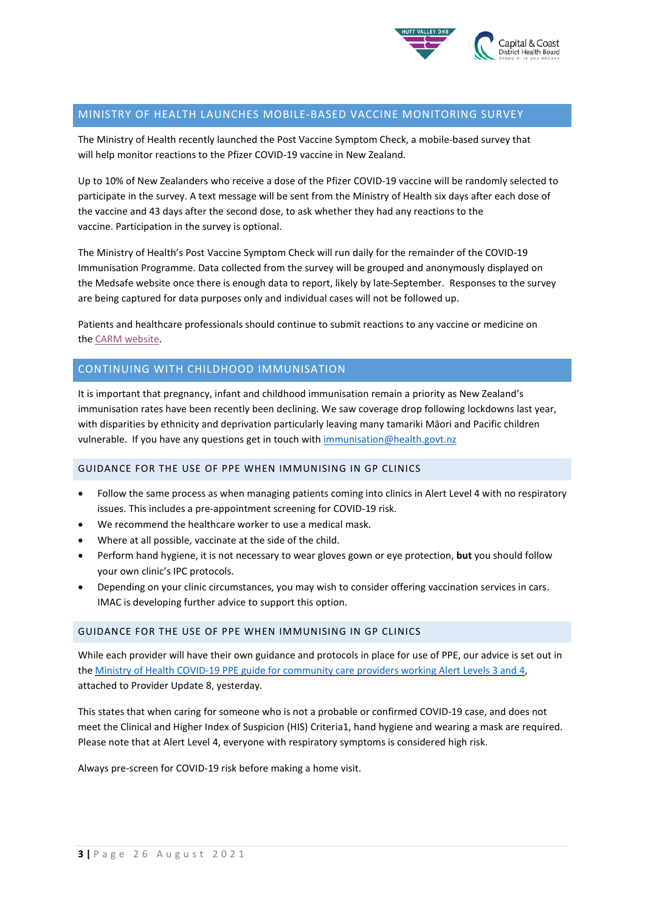## MINISTRY OF HEALTH LAUNCHES MOBILE-BASED VACCINE MONITORING SURVEY

The Ministry of Health recently launched the Post Vaccine Symptom Check, a mobile-based survey that will help monitor reactions to the Pfizer COVID-19 vaccine in New Zealand.

Up to 10% of New Zealanders who receive a dose of the Pfizer COVID-19 vaccine will be randomly selected to participate in the survey. A text message will be sent from the Ministry of Health six days after each dose of the vaccine and 43 days after the second dose, to ask whether they had any reactions to the vaccine. Participation in the survey is optional.

The Ministry of Health's Post Vaccine Symptom Check will run daily for the remainder of the COVID-19 Immunisation Programme. Data collected from the survey will be grouped and anonymously displayed on the Medsafe website once there is enough data to report, likely by late-September. Responses to the survey are being captured for data purposes only and individual cases will not be followed up.

Patients and healthcare professionals should continue to submit reactions to any vaccine or medicine on the CARM website.

## CONTINUING WITH CHILDHOOD IMMUNISATION

It is important that pregnancy, infant and childhood immunisation remain a priority as New Zealand's immunisation rates have been recently been declining. We saw coverage drop following lockdowns last year, with disparities by ethnicity and deprivation particularly leaving many tamariki Māori and Pacific children vulnerable. If you have any questions get in touch with immunisation@health.govt.nz

### GUIDANCE FOR THE USE OF PPE WHEN IMMUNISING IN GP CLINICS

- Follow the same process as when managing patients coming into clinics in Alert Level 4 with no respiratory issues. This includes a pre-appointment screening for COVID-19 risk.
- We recommend the healthcare worker to use a medical mask.
- Where at all possible, vaccinate at the side of the child.
- Perform hand hygiene, it is not necessary to wear gloves gown or eye protection, **but** you should follow your own clinic's IPC protocols.
- Depending on your clinic circumstances, you may wish to consider offering vaccination services in cars. IMAC is developing further advice to support this option.

### GUIDANCE FOR THE USE OF PPE WHEN IMMUNISING IN GP CLINICS

While each provider will have their own guidance and protocols in place for use of PPE, our advice is set out in the Ministry of Health COVID-19 PPE guide for community care providers working Alert Levels 3 and 4, attached to Provider Update 8, yesterday.

This states that when caring for someone who is not a probable or confirmed COVID-19 case, and does not meet the Clinical and Higher Index of Suspicion (HIS) Criteria1, hand hygiene and wearing a mask are required. Please note that at Alert Level 4, everyone with respiratory symptoms is considered high risk.

Always pre-screen for COVID-19 risk before making a home visit.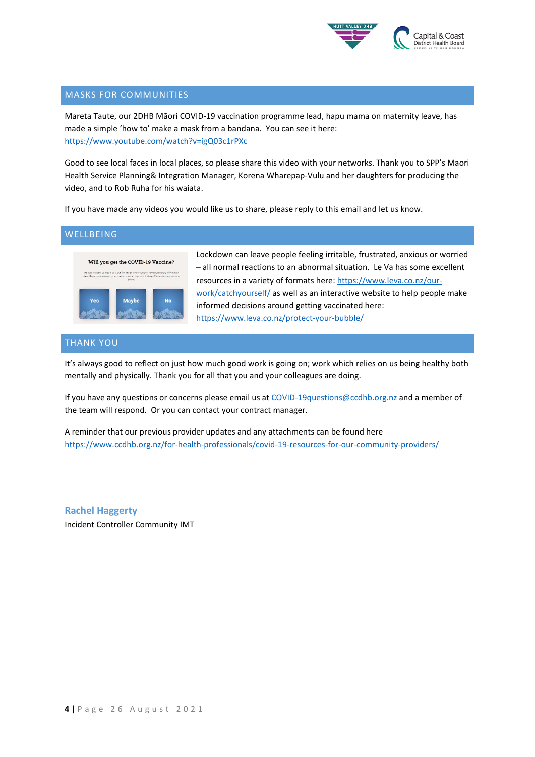## MASKS FOR COMMUNITIES

Mareta Taute, our 2DHB Māori COVID-19 vaccination programme lead, hapu mama on maternity leave, has made a simple 'how to' make a mask from a bandana. You can see it here: https://www.youtube.com/watch?v=igQ03c1rPXc

Good to see local faces in local places, so please share this video with your networks. Thank you to SPP's Maori Health Service Planning& Integration Manager, Korena Wharepap-Vulu and her daughters for producing the video, and to Rob Ruha for his waiata.

If you have made any videos you would like us to share, please reply to this email and let us know.

## WELLBEING

Lockdown can leave people feeling irritable, frustrated, anxious or worried – all normal reactions to an abnormal situation. Le Va has some excellent resources in a variety of formats here: https://www.leva.co.nz/our-work/catchyourself/ as well as an interactive website to help people make informed decisions around getting vaccinated here: https://www.leva.co.nz/protect-your-bubble/

## THANK YOU

It's always good to reflect on just how much good work is going on; work which relies on us being healthy both mentally and physically. Thank you for all that you and your colleagues are doing.

If you have any questions or concerns please email us at COVID-19questions@ccdhb.org.nz and a member of the team will respond. Or you can contact your contract manager.

A reminder that our previous provider updates and any attachments can be found here https://www.ccdhb.org.nz/for-health-professionals/covid-19-resources-for-our-community-providers/

**Rachel Haggerty**
Incident Controller Community IMT